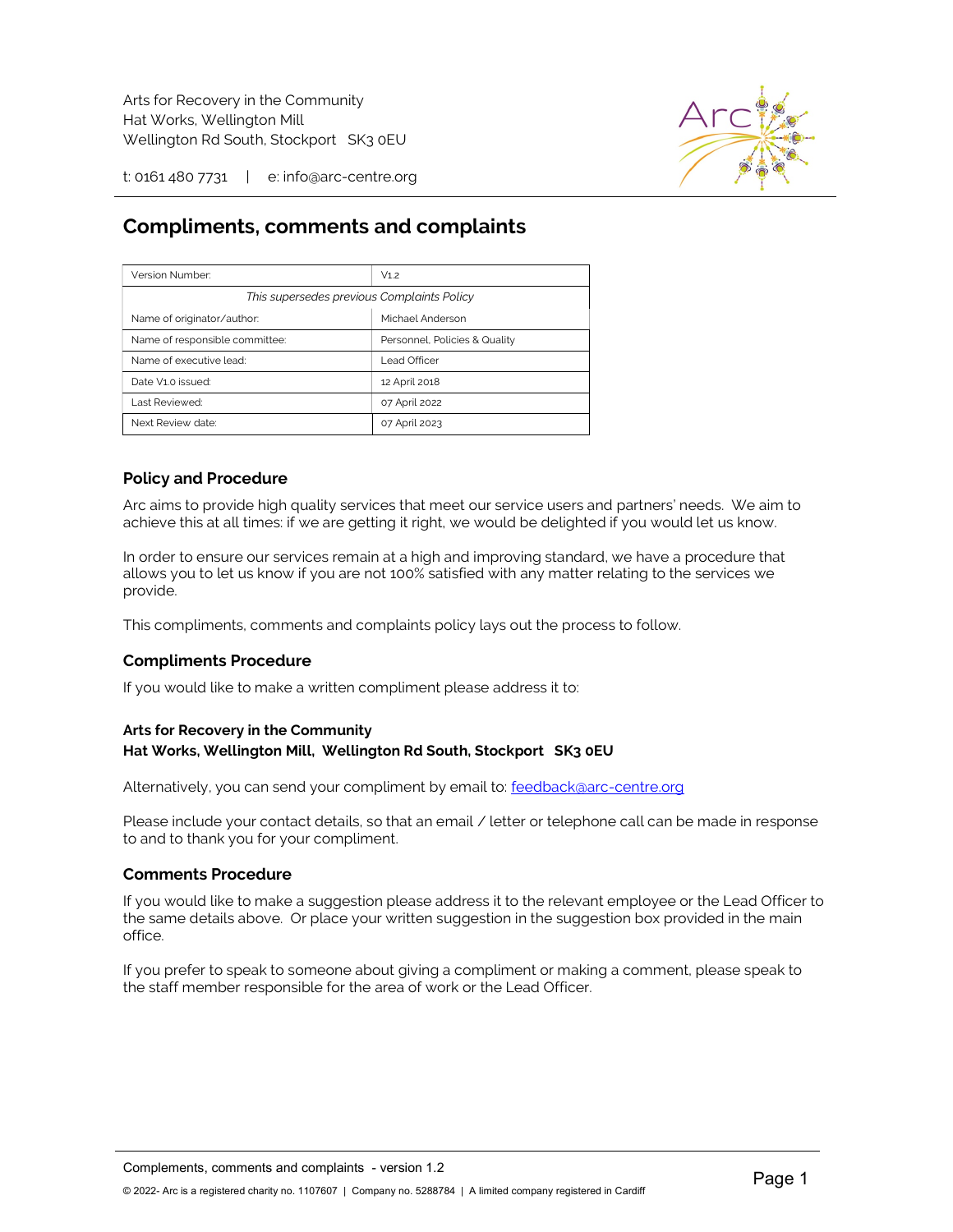Arts for Recovery in the Community
Hat Works, Wellington Mill
Wellington Rd South, Stockport SK3 0EU

t: 0161 480 7731 | e: info@arc-centre.org

# Compliments, comments and complaints

| Version Number: | V1.2 |
|---|---|
| *This supersedes previous Complaints Policy* | |
| Name of originator/author: | Michael Anderson |
| Name of responsible committee: | Personnel, Policies & Quality |
| Name of executive lead: | Lead Officer |
| Date V1.0 issued: | 12 April 2018 |
| Last Reviewed: | 07 April 2022 |
| Next Review date: | 07 April 2023 |

## Policy and Procedure

Arc aims to provide high quality services that meet our service users and partners' needs. We aim to achieve this at all times: if we are getting it right, we would be delighted if you would let us know.

In order to ensure our services remain at a high and improving standard, we have a procedure that allows you to let us know if you are not 100% satisfied with any matter relating to the services we provide.

This compliments, comments and complaints policy lays out the process to follow.

## Compliments Procedure

If you would like to make a written compliment please address it to:

**Arts for Recovery in the Community**
**Hat Works, Wellington Mill, Wellington Rd South, Stockport SK3 0EU**

Alternatively, you can send your compliment by email to: feedback@arc-centre.org

Please include your contact details, so that an email / letter or telephone call can be made in response to and to thank you for your compliment.

## Comments Procedure

If you would like to make a suggestion please address it to the relevant employee or the Lead Officer to the same details above. Or place your written suggestion in the suggestion box provided in the main office.

If you prefer to speak to someone about giving a compliment or making a comment, please speak to the staff member responsible for the area of work or the Lead Officer.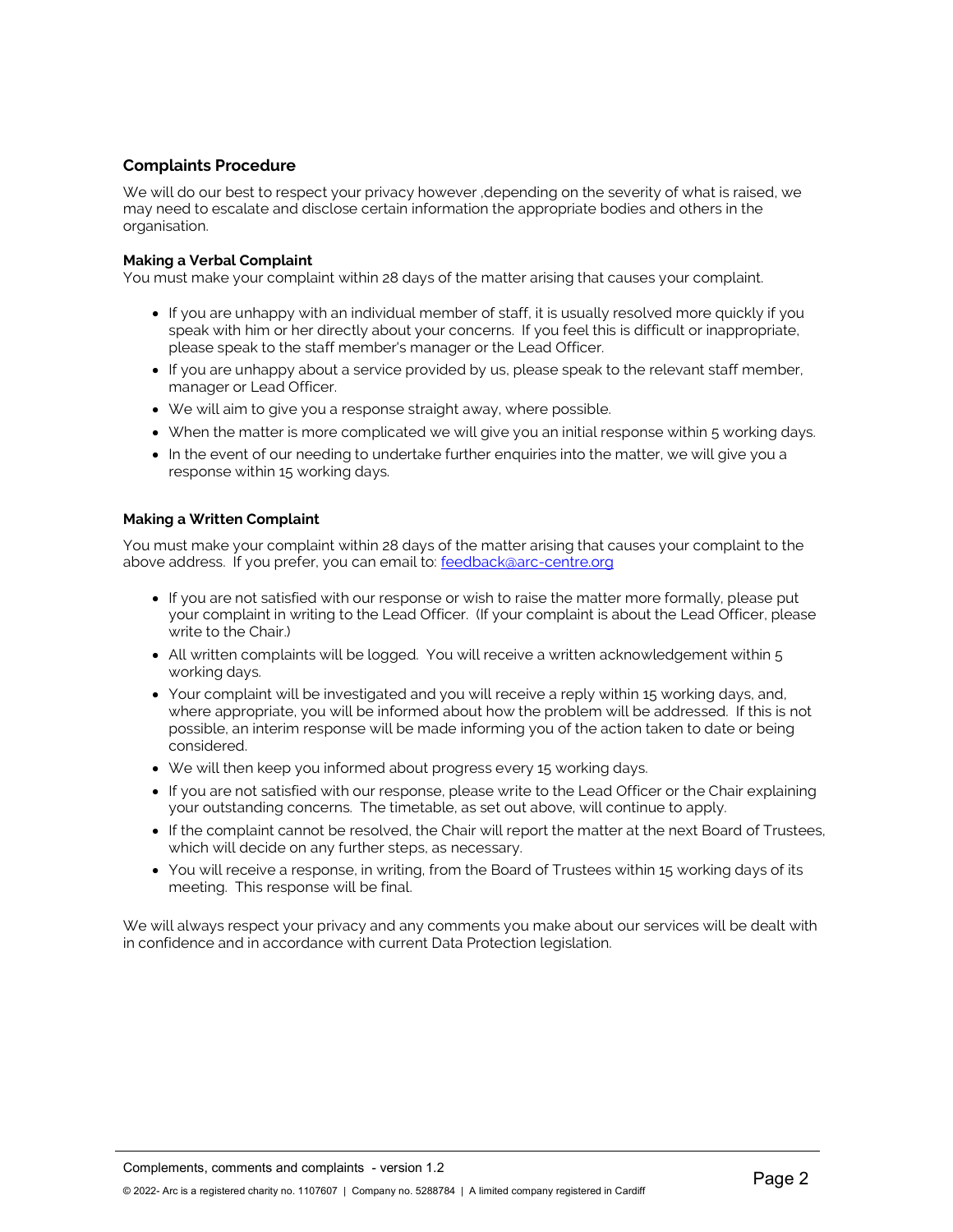## Complaints Procedure

We will do our best to respect your privacy however ,depending on the severity of what is raised, we may need to escalate and disclose certain information the appropriate bodies and others in the organisation.

### Making a Verbal Complaint

You must make your complaint within 28 days of the matter arising that causes your complaint.

- If you are unhappy with an individual member of staff, it is usually resolved more quickly if you speak with him or her directly about your concerns. If you feel this is difficult or inappropriate, please speak to the staff member's manager or the Lead Officer.
- If you are unhappy about a service provided by us, please speak to the relevant staff member, manager or Lead Officer.
- We will aim to give you a response straight away, where possible.
- When the matter is more complicated we will give you an initial response within 5 working days.
- In the event of our needing to undertake further enquiries into the matter, we will give you a response within 15 working days.

### Making a Written Complaint

You must make your complaint within 28 days of the matter arising that causes your complaint to the above address. If you prefer, you can email to: feedback@arc-centre.org

- If you are not satisfied with our response or wish to raise the matter more formally, please put your complaint in writing to the Lead Officer. (If your complaint is about the Lead Officer, please write to the Chair.)
- All written complaints will be logged. You will receive a written acknowledgement within 5 working days.
- Your complaint will be investigated and you will receive a reply within 15 working days, and, where appropriate, you will be informed about how the problem will be addressed. If this is not possible, an interim response will be made informing you of the action taken to date or being considered.
- We will then keep you informed about progress every 15 working days.
- If you are not satisfied with our response, please write to the Lead Officer or the Chair explaining your outstanding concerns. The timetable, as set out above, will continue to apply.
- If the complaint cannot be resolved, the Chair will report the matter at the next Board of Trustees, which will decide on any further steps, as necessary.
- You will receive a response, in writing, from the Board of Trustees within 15 working days of its meeting. This response will be final.

We will always respect your privacy and any comments you make about our services will be dealt with in confidence and in accordance with current Data Protection legislation.